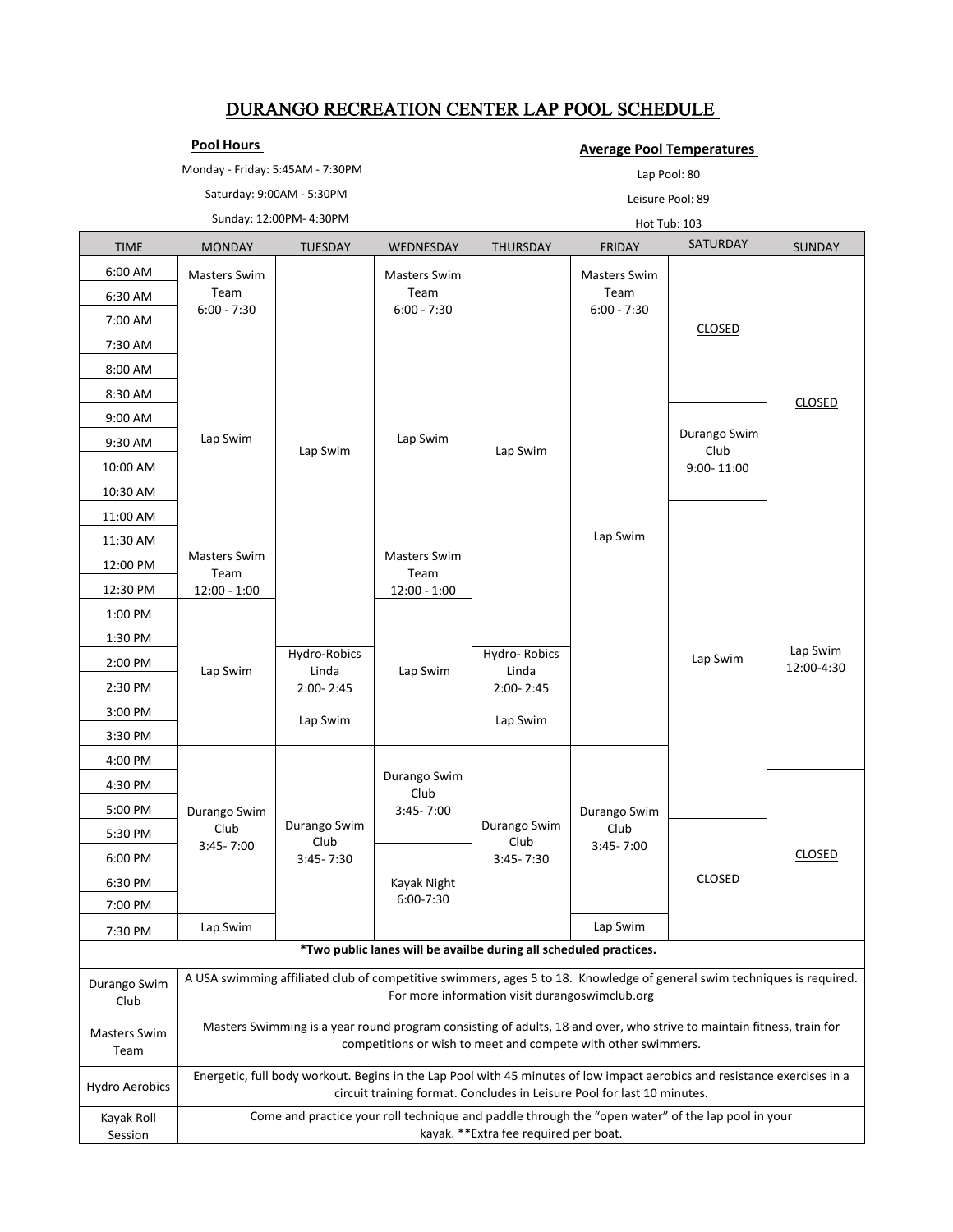# DURANGO RECREATION CENTER LAP POOL SCHEDULE

**Pool Hours**

Monday - Friday: 5:45AM - 7:30PM

Saturday: 9:00AM - 5:30PM

Sunday: 12:00PM- 4:30PM

**Average Pool Temperatures**

Lap Pool: 80

Leisure Pool: 89

Hot Tub: 103

| TIME | MONDAY | TUESDAY | WEDNESDAY | THURSDAY | FRIDAY | SATURDAY | SUNDAY |
|---|---|---|---|---|---|---|---|
| 6:00 AM | Masters Swim Team 6:00 - 7:30 | Lap Swim | Masters Swim Team 6:00 - 7:30 | Lap Swim | Masters Swim Team 6:00 - 7:30 | CLOSED | CLOSED |
| 6:30 AM | | | | | | | |
| 7:00 AM | | | | | | | |
| 7:30 AM | Lap Swim | | Lap Swim | | Lap Swim | | |
| 8:00 AM | | | | | | | |
| 8:30 AM | | | | | | | |
| 9:00 AM | | | | | | Durango Swim Club 9:00- 11:00 | |
| 9:30 AM | | | | | | | |
| 10:00 AM | | | | | | | |
| 10:30 AM | | | | | | | |
| 11:00 AM | | | | | | Lap Swim | |
| 11:30 AM | | | | | | | |
| 12:00 PM | Masters Swim Team 12:00 - 1:00 | | Masters Swim Team 12:00 - 1:00 | | | | Lap Swim 12:00-4:30 |
| 12:30 PM | | | | | | | |
| 1:00 PM | Lap Swim | | Lap Swim | | | | |
| 1:30 PM | | | | | | | |
| 2:00 PM | | Hydro-Robics Linda 2:00- 2:45 | | Hydro- Robics Linda 2:00- 2:45 | | | |
| 2:30 PM | | | | | | | |
| 3:00 PM | | Lap Swim | | Lap Swim | | | |
| 3:30 PM | | | | | | | |
| 4:00 PM | Durango Swim Club 3:45- 7:00 | Durango Swim Club 3:45- 7:30 | Durango Swim Club 3:45- 7:00 | Durango Swim Club 3:45- 7:30 | Durango Swim Club 3:45- 7:00 | | |
| 4:30 PM | | | | | | | CLOSED |
| 5:00 PM | | | | | | | |
| 5:30 PM | | | | | | CLOSED | |
| 6:00 PM | | | Kayak Night 6:00-7:30 | | | | |
| 6:30 PM | | | | | | | |
| 7:00 PM | | | | | | | |
| 7:30 PM | Lap Swim | | | | Lap Swim | | |

**\*Two public lanes will be availbe during all scheduled practices.**

| | |
|---|---|
| Durango Swim Club | A USA swimming affiliated club of competitive swimmers, ages 5 to 18. Knowledge of general swim techniques is required. For more information visit durangoswimclub.org |
| Masters Swim Team | Masters Swimming is a year round program consisting of adults, 18 and over, who strive to maintain fitness, train for competitions or wish to meet and compete with other swimmers. |
| Hydro Aerobics | Energetic, full body workout. Begins in the Lap Pool with 45 minutes of low impact aerobics and resistance exercises in a circuit training format. Concludes in Leisure Pool for last 10 minutes. |
| Kayak Roll Session | Come and practice your roll technique and paddle through the "open water" of the lap pool in your kayak. **Extra fee required per boat. |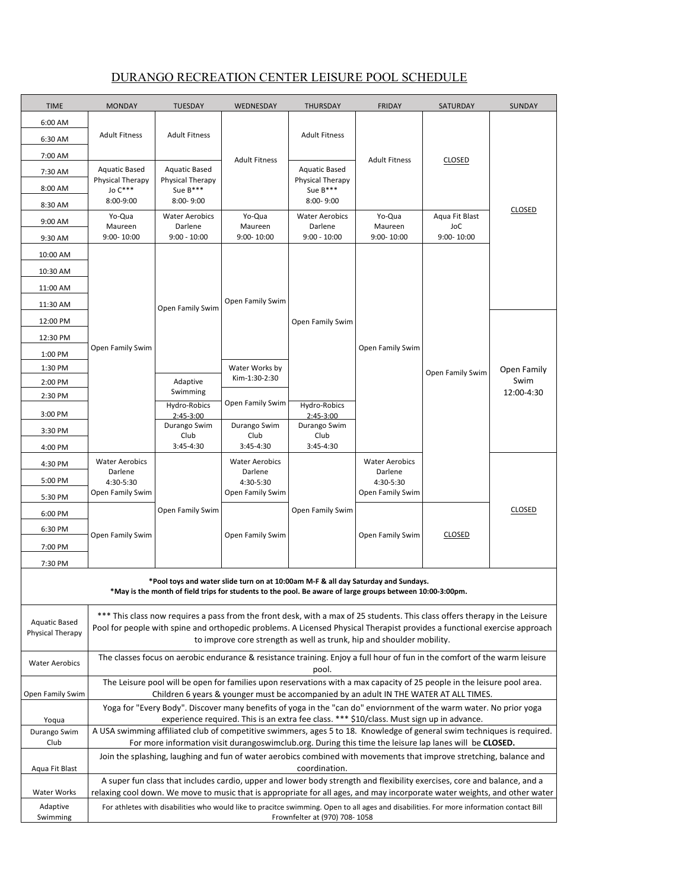# DURANGO RECREATION CENTER LEISURE POOL SCHEDULE

| TIME | MONDAY | TUESDAY | WEDNESDAY | THURSDAY | FRIDAY | SATURDAY | SUNDAY |
|---|---|---|---|---|---|---|---|
| 6:00 AM | Adult Fitness | Adult Fitness | Adult Fitness | Adult Fitness | Adult Fitness | CLOSED | CLOSED |
| 6:30 AM | Adult Fitness | Adult Fitness | Adult Fitness | Adult Fitness | Adult Fitness | CLOSED | CLOSED |
| 7:00 AM | Adult Fitness | Adult Fitness | Adult Fitness | Adult Fitness | Adult Fitness | CLOSED | CLOSED |
| 7:30 AM | Aquatic Based Physical Therapy Jo C*** 8:00-9:00 | Aquatic Based Physical Therapy Sue B*** 8:00- 9:00 | Adult Fitness | Aquatic Based Physical Therapy Sue B*** 8:00- 9:00 | Adult Fitness | CLOSED | CLOSED |
| 8:00 AM | Aquatic Based Physical Therapy Jo C*** 8:00-9:00 | Aquatic Based Physical Therapy Sue B*** 8:00- 9:00 | Adult Fitness | Aquatic Based Physical Therapy Sue B*** 8:00- 9:00 | Adult Fitness | CLOSED | CLOSED |
| 8:30 AM | Aquatic Based Physical Therapy Jo C*** 8:00-9:00 | Aquatic Based Physical Therapy Sue B*** 8:00- 9:00 | Adult Fitness | Aquatic Based Physical Therapy Sue B*** 8:00- 9:00 | Adult Fitness | CLOSED | CLOSED |
| 9:00 AM | Yo-Qua Maureen 9:00- 10:00 | Water Aerobics Darlene 9:00 - 10:00 | Yo-Qua Maureen 9:00- 10:00 | Water Aerobics Darlene 9:00 - 10:00 | Yo-Qua Maureen 9:00- 10:00 | Aqua Fit Blast JoC 9:00- 10:00 | CLOSED |
| 9:30 AM | Yo-Qua Maureen 9:00- 10:00 | Water Aerobics Darlene 9:00 - 10:00 | Yo-Qua Maureen 9:00- 10:00 | Water Aerobics Darlene 9:00 - 10:00 | Yo-Qua Maureen 9:00- 10:00 | Aqua Fit Blast JoC 9:00- 10:00 | CLOSED |
| 10:00 AM | Open Family Swim | Open Family Swim | Open Family Swim | Open Family Swim | Open Family Swim | Open Family Swim | CLOSED |
| 10:30 AM | Open Family Swim | Open Family Swim | Open Family Swim | Open Family Swim | Open Family Swim | Open Family Swim | CLOSED |
| 11:00 AM | Open Family Swim | Open Family Swim | Open Family Swim | Open Family Swim | Open Family Swim | Open Family Swim | CLOSED |
| 11:30 AM | Open Family Swim | Open Family Swim | Open Family Swim | Open Family Swim | Open Family Swim | Open Family Swim | CLOSED |
| 12:00 PM | Open Family Swim | Open Family Swim | Open Family Swim | Open Family Swim | Open Family Swim | Open Family Swim | Open Family Swim 12:00-4:30 |
| 12:30 PM | Open Family Swim | Open Family Swim | Open Family Swim | Open Family Swim | Open Family Swim | Open Family Swim | Open Family Swim 12:00-4:30 |
| 1:00 PM | Open Family Swim | Open Family Swim | Open Family Swim | Open Family Swim | Open Family Swim | Open Family Swim | Open Family Swim 12:00-4:30 |
| 1:30 PM | Open Family Swim | Open Family Swim | Water Works by Kim-1:30-2:30 | Open Family Swim | Open Family Swim | Open Family Swim | Open Family Swim 12:00-4:30 |
| 2:00 PM | Open Family Swim | Adaptive Swimming | Water Works by Kim-1:30-2:30 | Open Family Swim | Open Family Swim | Open Family Swim | Open Family Swim 12:00-4:30 |
| 2:30 PM | Open Family Swim | Adaptive Swimming | Open Family Swim | Open Family Swim | Open Family Swim | Open Family Swim | Open Family Swim 12:00-4:30 |
| 3:00 PM | Open Family Swim | Hydro-Robics 2:45-3:00 | Open Family Swim | Hydro-Robics 2:45-3:00 | Open Family Swim | Open Family Swim | Open Family Swim 12:00-4:30 |
| 3:30 PM | Open Family Swim | Durango Swim Club 3:45-4:30 | Durango Swim Club 3:45-4:30 | Durango Swim Club 3:45-4:30 | Open Family Swim | Open Family Swim | Open Family Swim 12:00-4:30 |
| 4:00 PM | Open Family Swim | Durango Swim Club 3:45-4:30 | Durango Swim Club 3:45-4:30 | Durango Swim Club 3:45-4:30 | Open Family Swim | Open Family Swim | Open Family Swim 12:00-4:30 |
| 4:30 PM | Water Aerobics Darlene 4:30-5:30 | Open Family Swim | Water Aerobics Darlene 4:30-5:30 | Open Family Swim | Water Aerobics Darlene 4:30-5:30 | Open Family Swim | CLOSED |
| 5:00 PM | Water Aerobics Darlene 4:30-5:30 | Open Family Swim | Water Aerobics Darlene 4:30-5:30 | Open Family Swim | Water Aerobics Darlene 4:30-5:30 | Open Family Swim | CLOSED |
| 5:30 PM | Open Family Swim | Open Family Swim | Open Family Swim | Open Family Swim | Open Family Swim | Open Family Swim | CLOSED |
| 6:00 PM | Open Family Swim | Open Family Swim | Open Family Swim | Open Family Swim | Open Family Swim | CLOSED | CLOSED |
| 6:30 PM | Open Family Swim | Open Family Swim | Open Family Swim | Open Family Swim | Open Family Swim | CLOSED | CLOSED |
| 7:00 PM | Open Family Swim | Open Family Swim | Open Family Swim | Open Family Swim | Open Family Swim | CLOSED | CLOSED |
| 7:30 PM | Open Family Swim | Open Family Swim | Open Family Swim | Open Family Swim | Open Family Swim | CLOSED | CLOSED |

**\*Pool toys and water slide turn on at 10:00am M-F & all day Saturday and Sundays.**
**\*May is the month of field trips for students to the pool. Be aware of large groups between 10:00-3:00pm.**

| | |
|---|---|
| Aquatic Based Physical Therapy | *** This class now requires a pass from the front desk, with a max of 25 students. This class offers therapy in the Leisure Pool for people with spine and orthopedic problems. A Licensed Physical Therapist provides a functional exercise approach to improve core strength as well as trunk, hip and shoulder mobility. |
| Water Aerobics | The classes focus on aerobic endurance & resistance training. Enjoy a full hour of fun in the comfort of the warm leisure pool. |
| Open Family Swim | The Leisure pool will be open for families upon reservations with a max capacity of 25 people in the leisure pool area. Children 6 years & younger must be accompanied by an adult IN THE WATER AT ALL TIMES. |
| Yoqua | Yoga for "Every Body". Discover many benefits of yoga in the "can do" enviornment of the warm water. No prior yoga experience required. This is an extra fee class. *** $10/class. Must sign up in advance. |
| Durango Swim Club | A USA swimming affiliated club of competitive swimmers, ages 5 to 18. Knowledge of general swim techniques is required. For more information visit durangoswimclub.org. During this time the leisure lap lanes will be **CLOSED.** |
| Aqua Fit Blast | Join the splashing, laughing and fun of water aerobics combined with movements that improve stretching, balance and coordination. |
| Water Works | A super fun class that includes cardio, upper and lower body strength and flexibility exercises, core and balance, and a relaxing cool down. We move to music that is appropriate for all ages, and may incorporate water weights, and other water |
| Adaptive Swimming | For athletes with disabilities who would like to pracitce swimming. Open to all ages and disabilities. For more information contact Bill Frownfelter at (970) 708- 1058 |